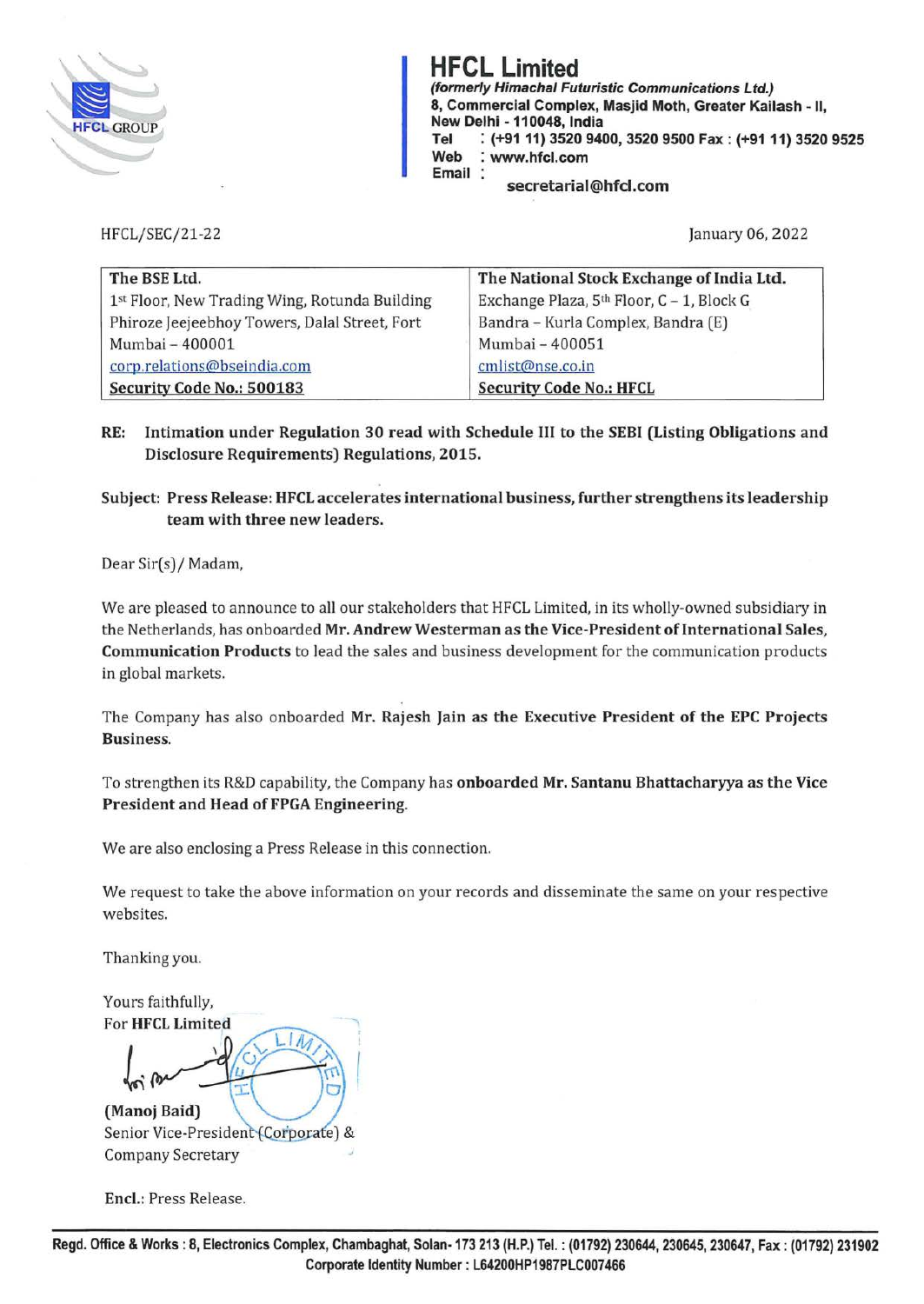# HFCL Limited

***(formerly Himachal Futuristic Communications Ltd.)***
**8, Commercial Complex, Masjid Moth, Greater Kailash - II, New Delhi - 110048, India**
**Tel : (+91 11) 3520 9400, 3520 9500 Fax : (+91 11) 3520 9525**
**Web : www.hfcl.com**
**Email : secretarial@hfcl.com**

HFCL/SEC/21-22

January 06, 2022

| The BSE Ltd. | The National Stock Exchange of India Ltd. |
|---|---|
| 1st Floor, New Trading Wing, Rotunda Building | Exchange Plaza, 5th Floor, C – 1, Block G |
| Phiroze Jeejeebhoy Towers, Dalal Street, Fort | Bandra – Kurla Complex, Bandra (E) |
| Mumbai – 400001 | Mumbai – 400051 |
| corp.relations@bseindia.com | cmlist@nse.co.in |
| **Security Code No.: 500183** | **Security Code No.: HFCL** |

**RE: Intimation under Regulation 30 read with Schedule III to the SEBI (Listing Obligations and Disclosure Requirements) Regulations, 2015.**

**Subject: Press Release: HFCL accelerates international business, further strengthens its leadership team with three new leaders.**

Dear Sir(s) / Madam,

We are pleased to announce to all our stakeholders that HFCL Limited, in its wholly-owned subsidiary in the Netherlands, has onboarded **Mr. Andrew Westerman as the Vice-President of International Sales, Communication Products** to lead the sales and business development for the communication products in global markets.

The Company has also onboarded **Mr. Rajesh Jain as the Executive President of the EPC Projects Business.**

To strengthen its R&D capability, the Company has **onboarded Mr. Santanu Bhattacharyya as the Vice President and Head of FPGA Engineering.**

We are also enclosing a Press Release in this connection.

We request to take the above information on your records and disseminate the same on your respective websites.

Thanking you.

Yours faithfully,
For **HFCL Limited**

**(Manoj Baid)**
Senior Vice-President (Corporate) &
Company Secretary

**Encl.:** Press Release.

**Regd. Office & Works : 8, Electronics Complex, Chambaghat, Solan- 173 213 (H.P.) Tel. : (01792) 230644, 230645, 230647, Fax : (01792) 231902**
**Corporate Identity Number : L64200HP1987PLC007466**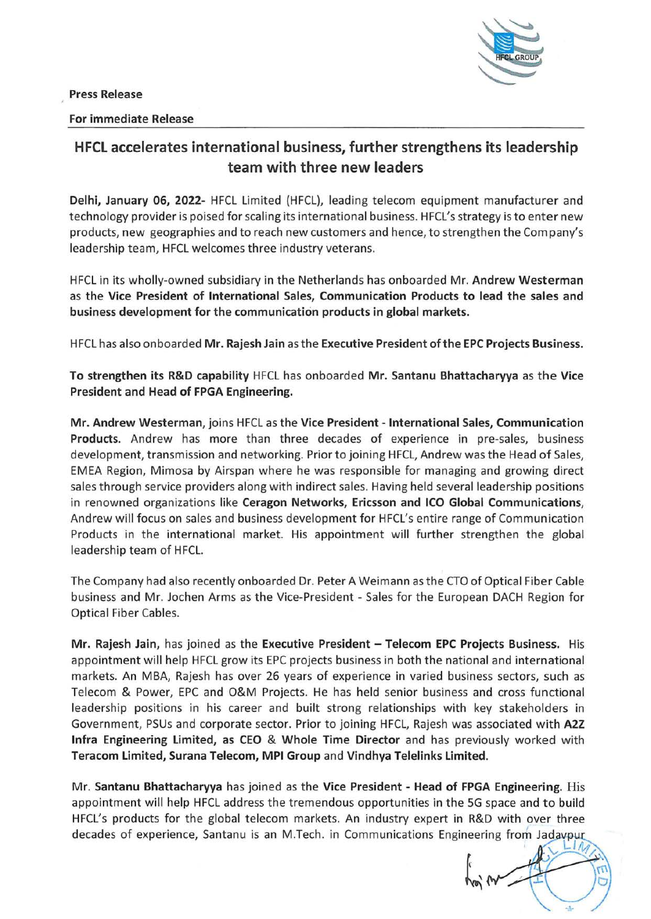**Press Release**

**For immediate Release**

## HFCL accelerates international business, further strengthens its leadership team with three new leaders

**Delhi, January 06, 2022-** HFCL Limited (HFCL), leading telecom equipment manufacturer and technology provider is poised for scaling its international business. HFCL's strategy is to enter new products, new geographies and to reach new customers and hence, to strengthen the Company's leadership team, HFCL welcomes three industry veterans.

HFCL in its wholly-owned subsidiary in the Netherlands has onboarded Mr. **Andrew Westerman** as the **Vice President of International Sales, Communication Products to lead the sales and business development for the communication products in global markets.**

HFCL has also onboarded **Mr. Rajesh Jain** as the **Executive President of the EPC Projects Business.**

**To strengthen its R&D capability** HFCL has onboarded **Mr. Santanu Bhattacharyya** as the **Vice President and Head of FPGA Engineering.**

**Mr. Andrew Westerman**, joins HFCL as the **Vice President - International Sales, Communication Products.** Andrew has more than three decades of experience in pre-sales, business development, transmission and networking. Prior to joining HFCL, Andrew was the Head of Sales, EMEA Region, Mimosa by Airspan where he was responsible for managing and growing direct sales through service providers along with indirect sales. Having held several leadership positions in renowned organizations like **Ceragon Networks, Ericsson and ICO Global Communications**, Andrew will focus on sales and business development for HFCL's entire range of Communication Products in the international market. His appointment will further strengthen the global leadership team of HFCL.

The Company had also recently onboarded Dr. Peter A Weimann as the CTO of Optical Fiber Cable business and Mr. Jochen Arms as the Vice-President - Sales for the European DACH Region for Optical Fiber Cables.

**Mr. Rajesh Jain,** has joined as the **Executive President – Telecom EPC Projects Business.** His appointment will help HFCL grow its EPC projects business in both the national and international markets. An MBA, Rajesh has over 26 years of experience in varied business sectors, such as Telecom & Power, EPC and O&M Projects. He has held senior business and cross functional leadership positions in his career and built strong relationships with key stakeholders in Government, PSUs and corporate sector. Prior to joining HFCL, Rajesh was associated with **A2Z Infra Engineering Limited, as CEO & Whole Time Director** and has previously worked with **Teracom Limited, Surana Telecom, MPI Group** and **Vindhya Telelinks Limited.**

Mr. **Santanu Bhattacharyya** has joined as the **Vice President - Head of FPGA Engineering.** His appointment will help HFCL address the tremendous opportunities in the 5G space and to build HFCL's products for the global telecom markets. An industry expert in R&D with over three decades of experience, Santanu is an M.Tech. in Communications Engineering from Jadavpur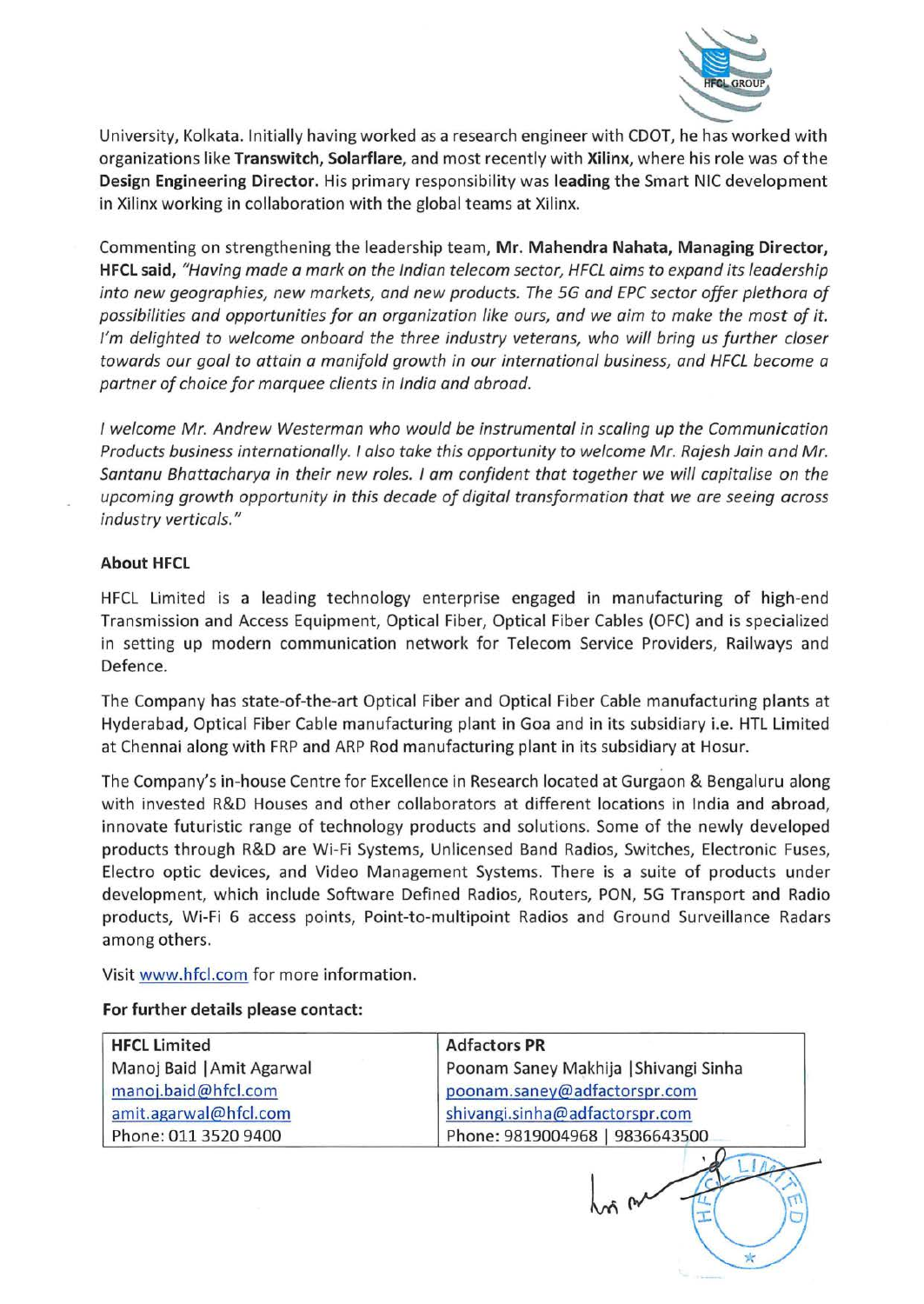University, Kolkata. Initially having worked as a research engineer with CDOT, he has worked with organizations like **Transwitch, Solarflare**, and most recently with **Xilinx**, where his role was of the **Design Engineering Director.** His primary responsibility was **leading** the Smart NIC development in Xilinx working in collaboration with the global teams at Xilinx.

Commenting on strengthening the leadership team, **Mr. Mahendra Nahata, Managing Director, HFCL said,** *"Having made a mark on the Indian telecom sector, HFCL aims to expand its leadership into new geographies, new markets, and new products. The 5G and EPC sector offer plethora of possibilities and opportunities for an organization like ours, and we aim to make the most of it. I'm delighted to welcome onboard the three industry veterans, who will bring us further closer towards our goal to attain a manifold growth in our international business, and HFCL become a partner of choice for marquee clients in India and abroad.*

*I welcome Mr. Andrew Westerman who would be instrumental in scaling up the Communication Products business internationally. I also take this opportunity to welcome Mr. Rajesh Jain and Mr. Santanu Bhattacharya in their new roles. I am confident that together we will capitalise on the upcoming growth opportunity in this decade of digital transformation that we are seeing across industry verticals."*

**About HFCL**

HFCL Limited is a leading technology enterprise engaged in manufacturing of high-end Transmission and Access Equipment, Optical Fiber, Optical Fiber Cables (OFC) and is specialized in setting up modern communication network for Telecom Service Providers, Railways and Defence.

The Company has state-of-the-art Optical Fiber and Optical Fiber Cable manufacturing plants at Hyderabad, Optical Fiber Cable manufacturing plant in Goa and in its subsidiary i.e. HTL Limited at Chennai along with FRP and ARP Rod manufacturing plant in its subsidiary at Hosur.

The Company's in-house Centre for Excellence in Research located at Gurgaon & Bengaluru along with invested R&D Houses and other collaborators at different locations in India and abroad, innovate futuristic range of technology products and solutions. Some of the newly developed products through R&D are Wi-Fi Systems, Unlicensed Band Radios, Switches, Electronic Fuses, Electro optic devices, and Video Management Systems. There is a suite of products under development, which include Software Defined Radios, Routers, PON, 5G Transport and Radio products, Wi-Fi 6 access points, Point-to-multipoint Radios and Ground Surveillance Radars among others.

Visit www.hfcl.com for more information.

**For further details please contact:**

| | |
|---|---|
| **HFCL Limited** | **Adfactors PR** |
| Manoj Baid \| Amit Agarwal | Poonam Saney Makhija \| Shivangi Sinha |
| manoj.baid@hfcl.com | poonam.saney@adfactorspr.com |
| amit.agarwal@hfcl.com | shivangi.sinha@adfactorspr.com |
| Phone: 011 3520 9400 | Phone: 9819004968 \| 9836643500 |